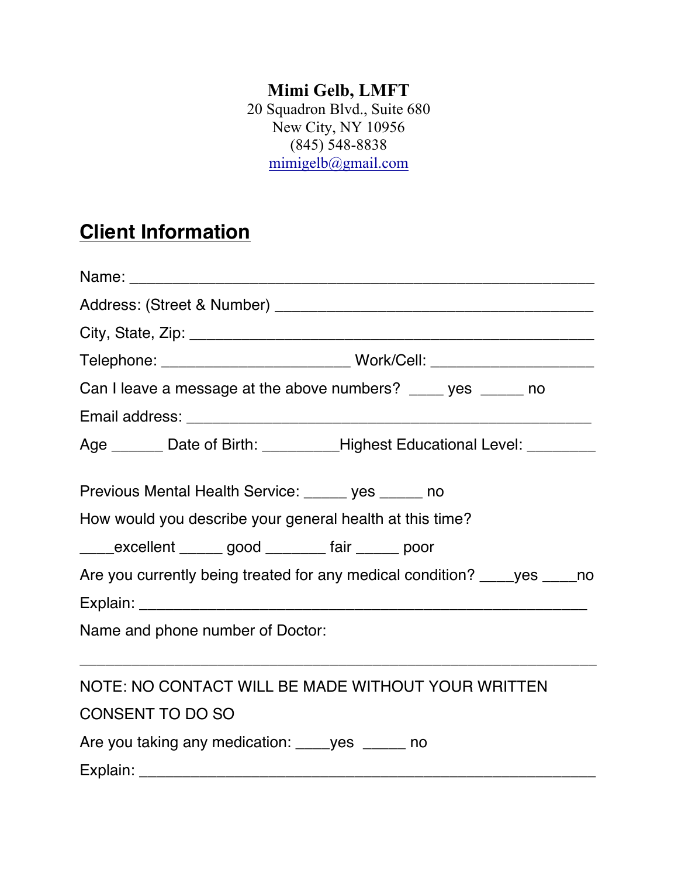**Mimi Gelb, LMFT**
20 Squadron Blvd., Suite 680
New City, NY 10956
(845) 548-8838
mimigelb@gmail.com

## Client Information

Name: ________________________________________________________

Address: (Street & Number) _______________________________________

City, State, Zip: _________________________________________________

Telephone: ______________________ Work/Cell: ___________________

Can I leave a message at the above numbers? ____ yes _____ no

Email address: ___________________________________________________

Age ______ Date of Birth: _________Highest Educational Level: ________

Previous Mental Health Service: _____ yes _____ no

How would you describe your general health at this time?

____excellent _____ good _______ fair _____ poor

Are you currently being treated for any medical condition? ____yes ____no

Explain: _________________________________________________________

Name and phone number of Doctor:

__________________________________________________________________

NOTE: NO CONTACT WILL BE MADE WITHOUT YOUR WRITTEN CONSENT TO DO SO

Are you taking any medication: ____yes _____ no

Explain: _________________________________________________________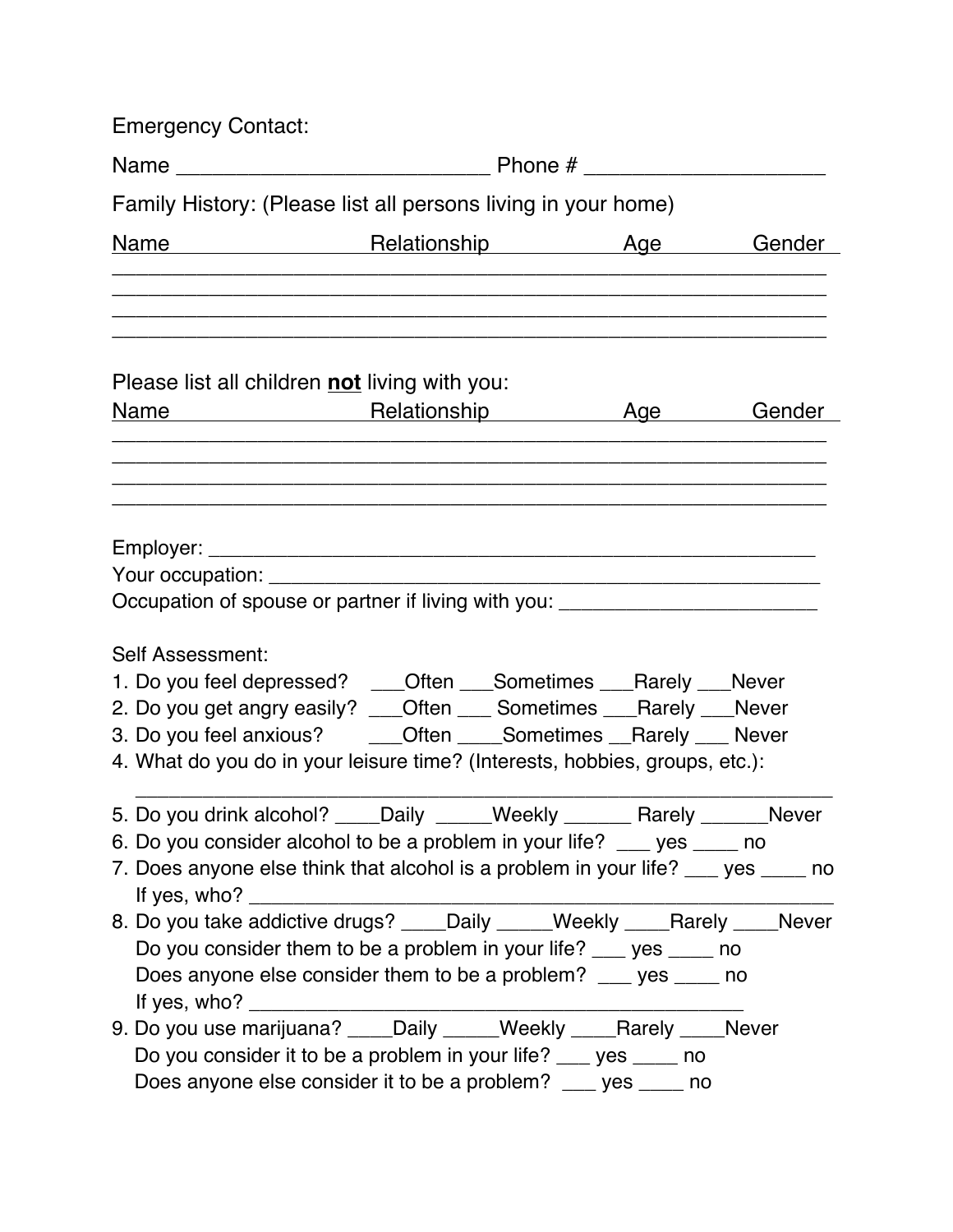Emergency Contact:

Name ___________________________ Phone # ____________________

Family History: (Please list all persons living in your home)

| Name | Relationship | Age | Gender |
|---|---|---|---|
| | | | |
| | | | |
| | | | |
| | | | |

Please list all children **not** living with you:

| Name | Relationship | Age | Gender |
|---|---|---|---|
| | | | |
| | | | |
| | | | |
| | | | |

Employer: ________________________________________________________

Your occupation: ___________________________________________________

Occupation of spouse or partner if living with you: _______________________

Self Assessment:

1. Do you feel depressed? ___Often ___Sometimes ___Rarely ___Never
2. Do you get angry easily? ___Often ___ Sometimes ___Rarely ___Never
3. Do you feel anxious? ___Often ____Sometimes __Rarely ___ Never
4. What do you do in your leisure time? (Interests, hobbies, groups, etc.):
   ______________________________________________________________
5. Do you drink alcohol? ____Daily _____Weekly ______ Rarely ______Never
6. Do you consider alcohol to be a problem in your life? ___ yes ____ no
7. Does anyone else think that alcohol is a problem in your life? ___ yes ____ no
   If yes, who? ________________________________________________________
8. Do you take addictive drugs? ____Daily _____Weekly ____Rarely ____Never
   Do you consider them to be a problem in your life? ___ yes ____ no
   Does anyone else consider them to be a problem? ___ yes ____ no
   If yes, who? _______________________________________________
9. Do you use marijuana? ____Daily _____Weekly ____Rarely ____Never
   Do you consider it to be a problem in your life? ___ yes ____ no
   Does anyone else consider it to be a problem? ___ yes ____ no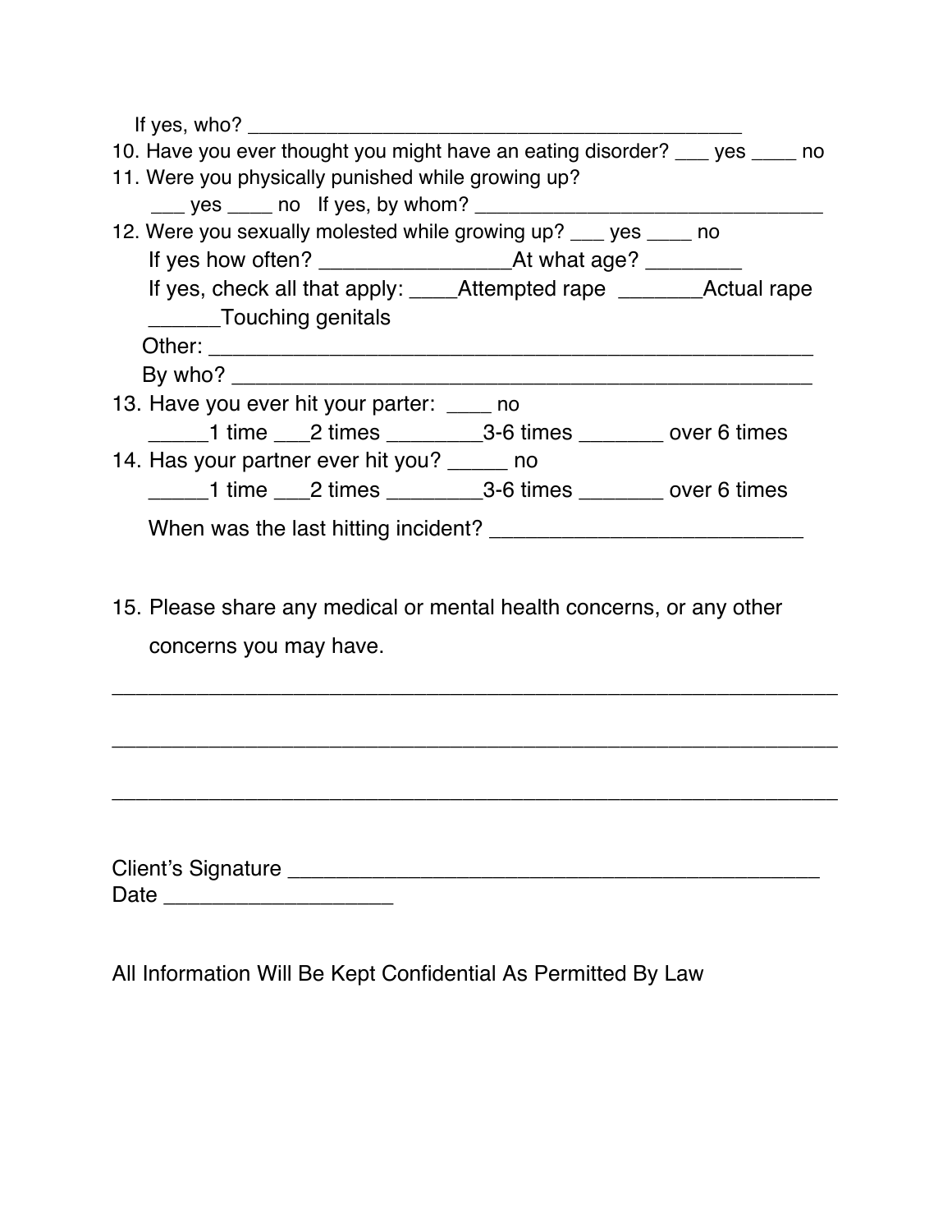If yes, who? ___________________________________________

10. Have you ever thought you might have an eating disorder? ___ yes ____ no
11. Were you physically punished while growing up?
    ___ yes ____ no   If yes, by whom? ______________________________
12. Were you sexually molested while growing up? ___ yes ____ no
    If yes how often? ________________At what age? ________
    If yes, check all that apply: ____Attempted rape  _______Actual rape
    ______Touching genitals
    Other: ___________________________________________________
    By who? __________________________________________________
13. Have you ever hit your parter:  ____ no
    _____1 time ___2 times ________3-6 times _______ over 6 times
14. Has your partner ever hit you? _____ no
    _____1 time ___2 times ________3-6 times _______ over 6 times

    When was the last hitting incident? __________________________

15. Please share any medical or mental health concerns, or any other concerns you may have.

____________________________________________________________

____________________________________________________________

____________________________________________________________

Client's Signature ______________________________________________
Date ___________________

All Information Will Be Kept Confidential As Permitted By Law